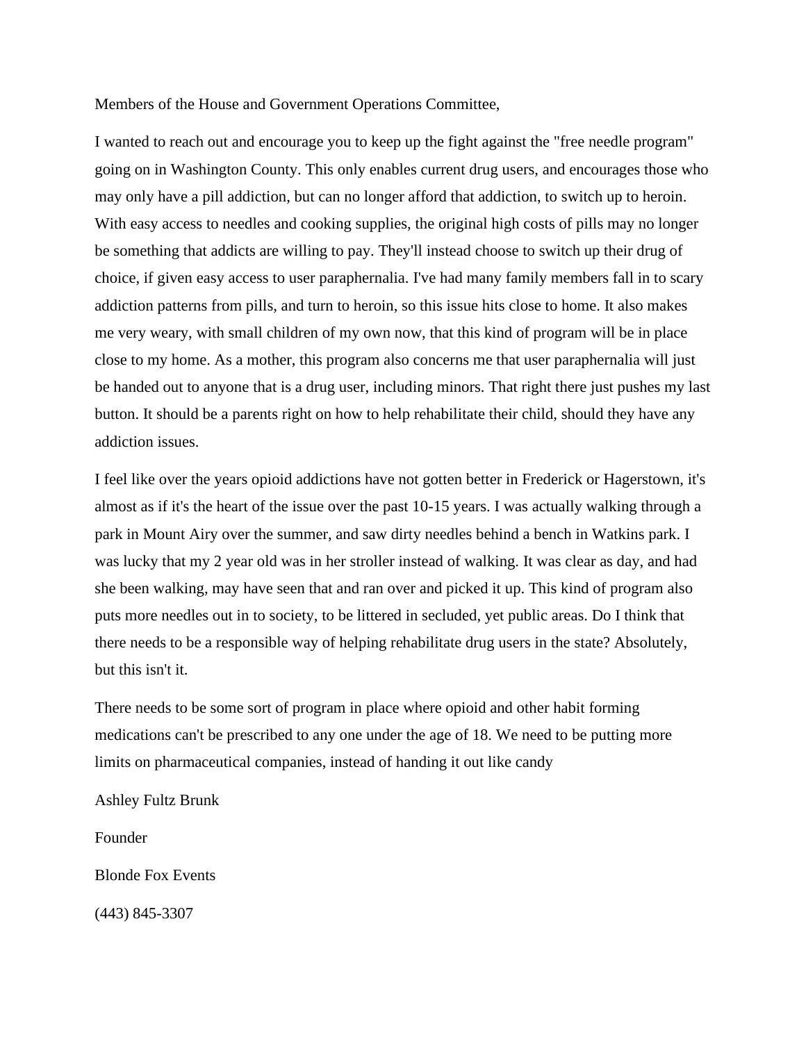Members of the House and Government Operations Committee,

I wanted to reach out and encourage you to keep up the fight against the "free needle program" going on in Washington County. This only enables current drug users, and encourages those who may only have a pill addiction, but can no longer afford that addiction, to switch up to heroin. With easy access to needles and cooking supplies, the original high costs of pills may no longer be something that addicts are willing to pay. They'll instead choose to switch up their drug of choice, if given easy access to user paraphernalia. I've had many family members fall in to scary addiction patterns from pills, and turn to heroin, so this issue hits close to home. It also makes me very weary, with small children of my own now, that this kind of program will be in place close to my home. As a mother, this program also concerns me that user paraphernalia will just be handed out to anyone that is a drug user, including minors. That right there just pushes my last button. It should be a parents right on how to help rehabilitate their child, should they have any addiction issues.

I feel like over the years opioid addictions have not gotten better in Frederick or Hagerstown, it's almost as if it's the heart of the issue over the past 10-15 years. I was actually walking through a park in Mount Airy over the summer, and saw dirty needles behind a bench in Watkins park. I was lucky that my 2 year old was in her stroller instead of walking. It was clear as day, and had she been walking, may have seen that and ran over and picked it up. This kind of program also puts more needles out in to society, to be littered in secluded, yet public areas. Do I think that there needs to be a responsible way of helping rehabilitate drug users in the state? Absolutely, but this isn't it.

There needs to be some sort of program in place where opioid and other habit forming medications can't be prescribed to any one under the age of 18. We need to be putting more limits on pharmaceutical companies, instead of handing it out like candy

Ashley Fultz Brunk

Founder

Blonde Fox Events

(443) 845-3307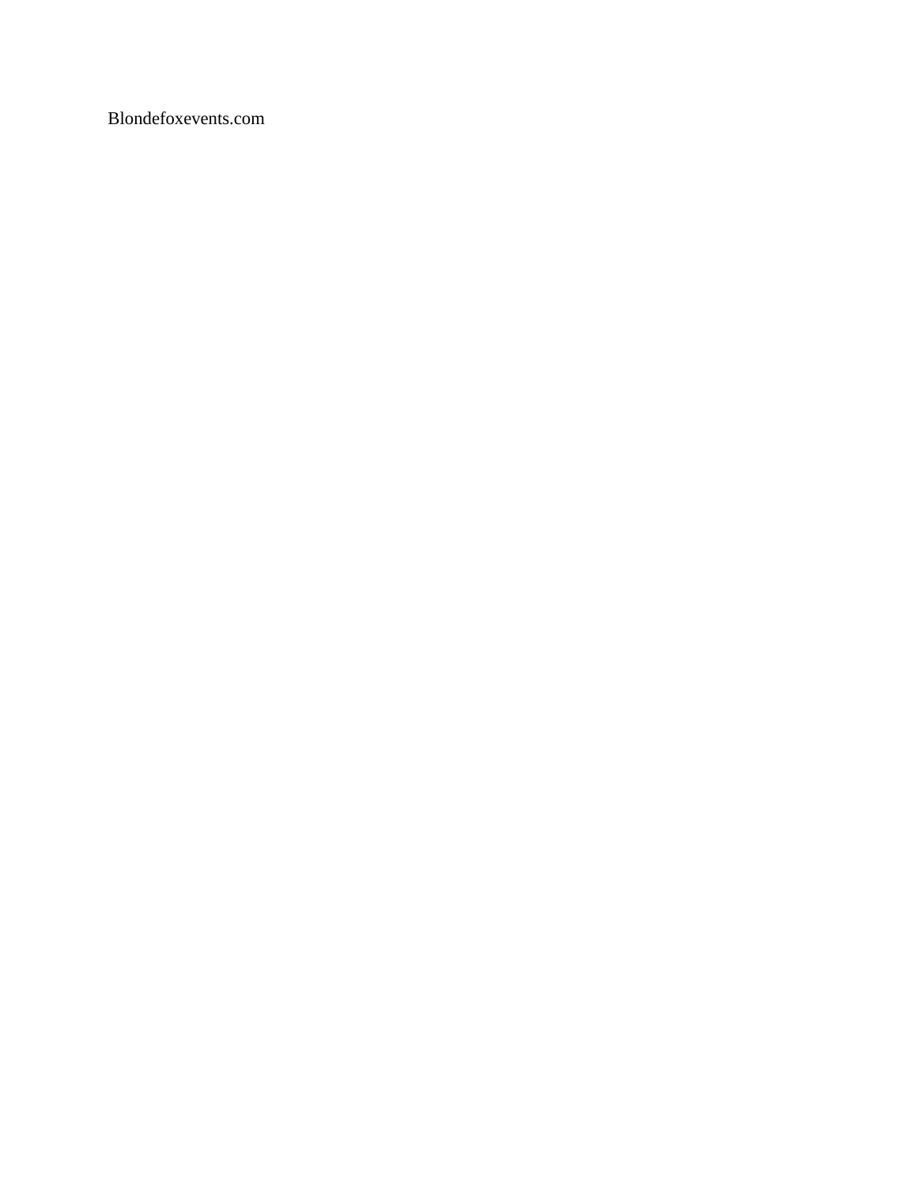Blondefoxevents.com